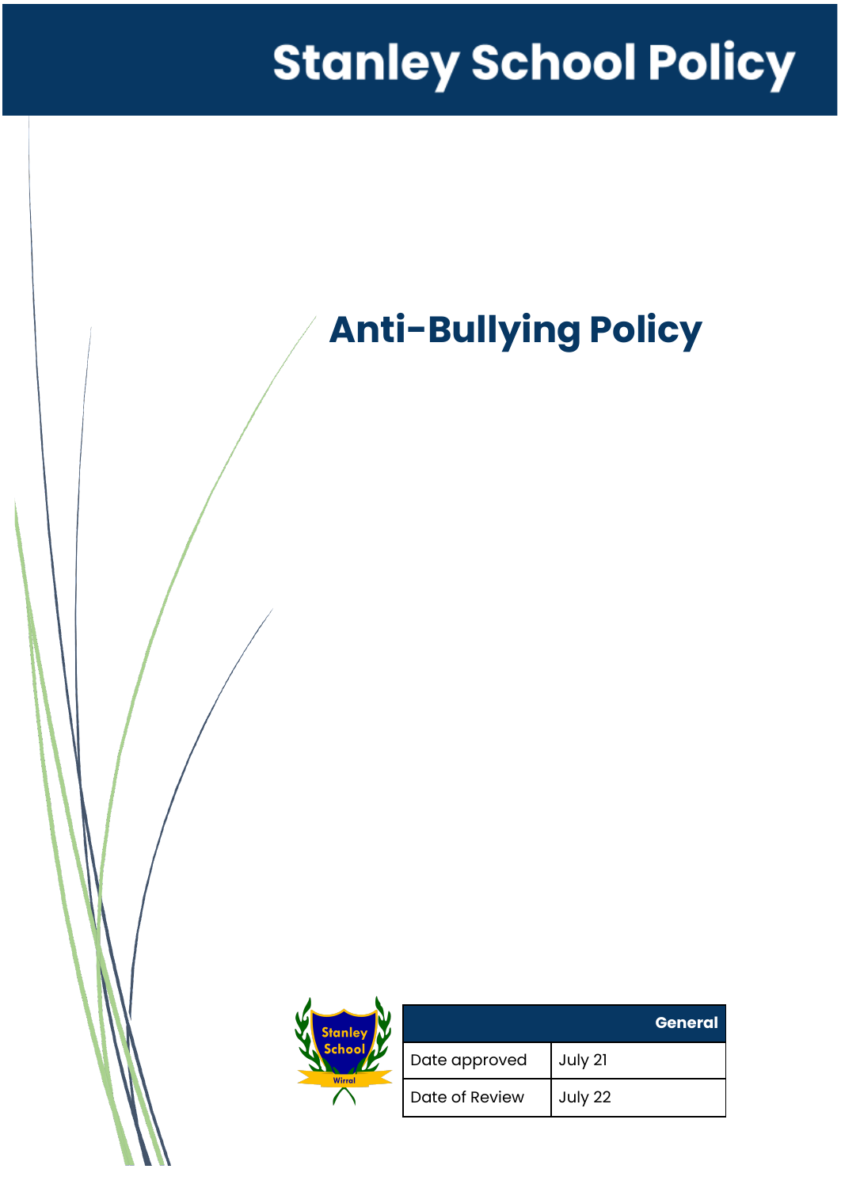# Stanley School Policy

# Anti-Bullying Policy

| General | |
|---|---|
| Date approved | July 21 |
| Date of Review | July 22 |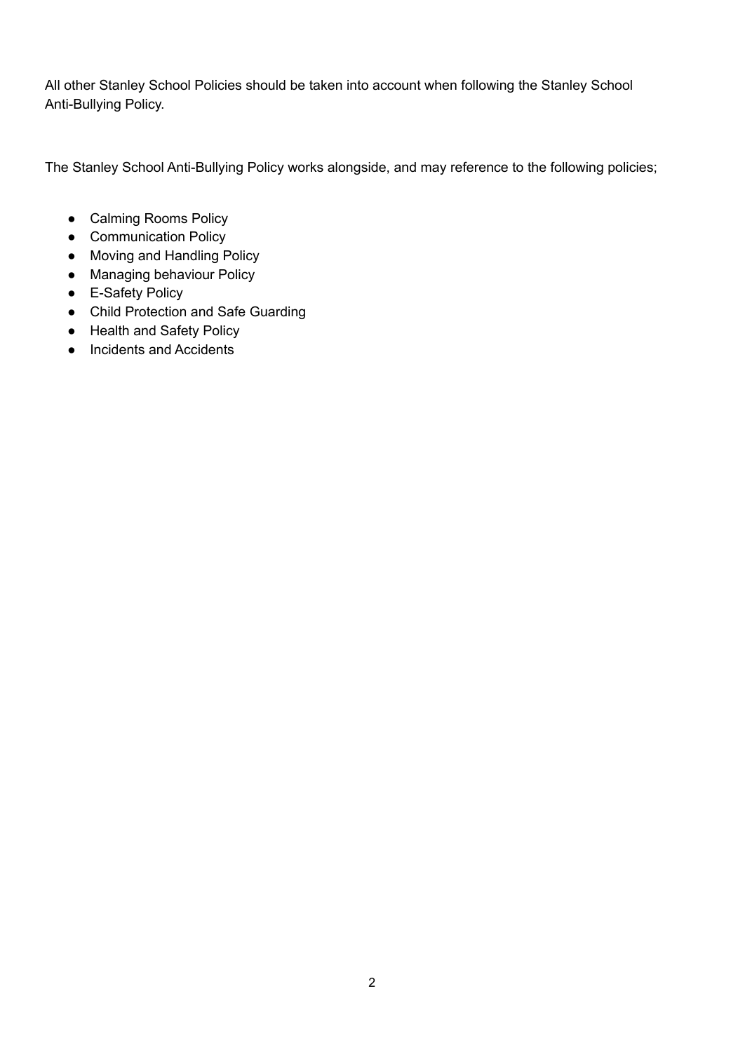All other Stanley School Policies should be taken into account when following the Stanley School Anti-Bullying Policy.

The Stanley School Anti-Bullying Policy works alongside, and may reference to the following policies;

- Calming Rooms Policy
- Communication Policy
- Moving and Handling Policy
- Managing behaviour Policy
- E-Safety Policy
- Child Protection and Safe Guarding
- Health and Safety Policy
- Incidents and Accidents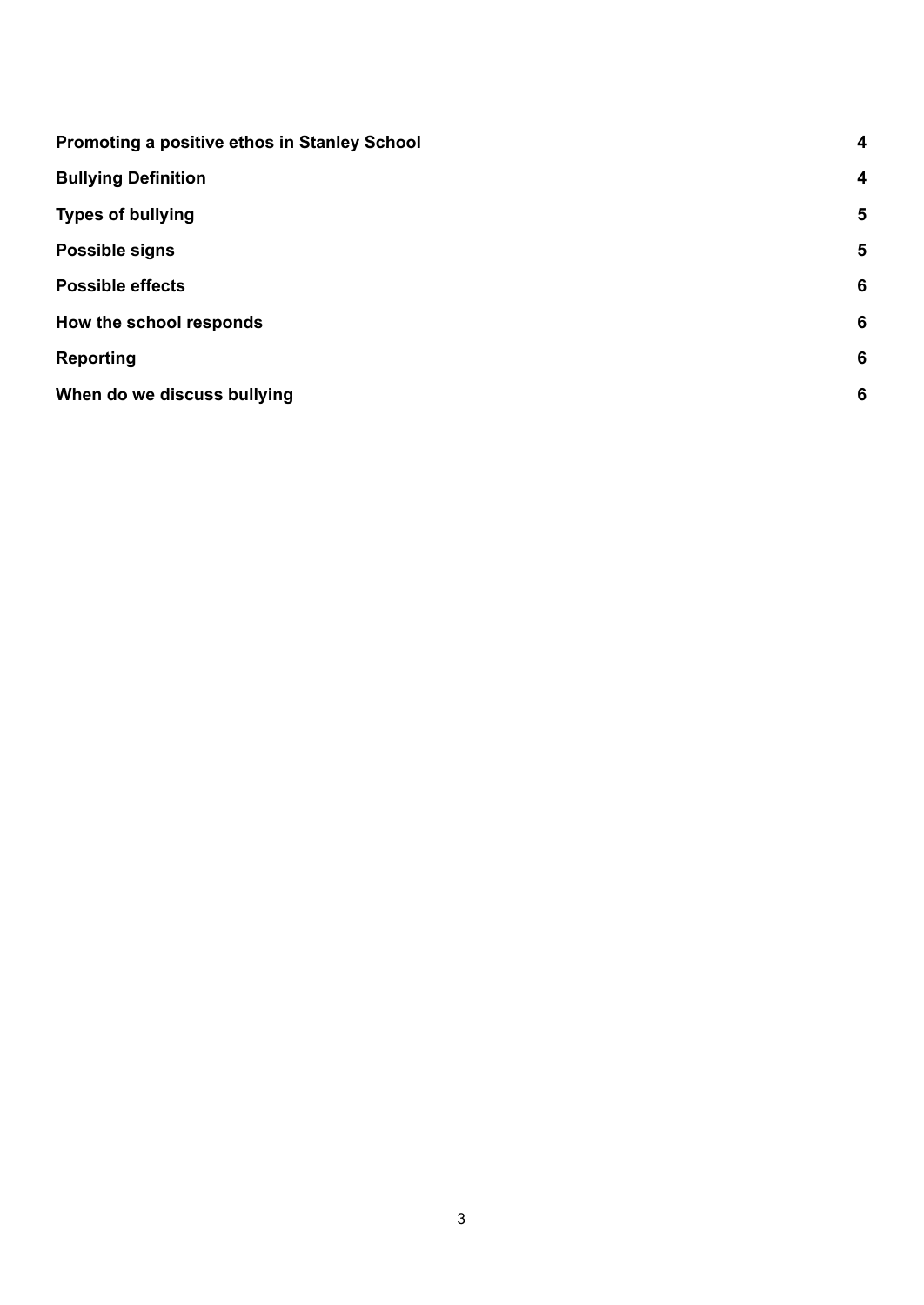| | |
|---|---|
| **Promoting a positive ethos in Stanley School** | **4** |
| **Bullying Definition** | **4** |
| **Types of bullying** | **5** |
| **Possible signs** | **5** |
| **Possible effects** | **6** |
| **How the school responds** | **6** |
| **Reporting** | **6** |
| **When do we discuss bullying** | **6** |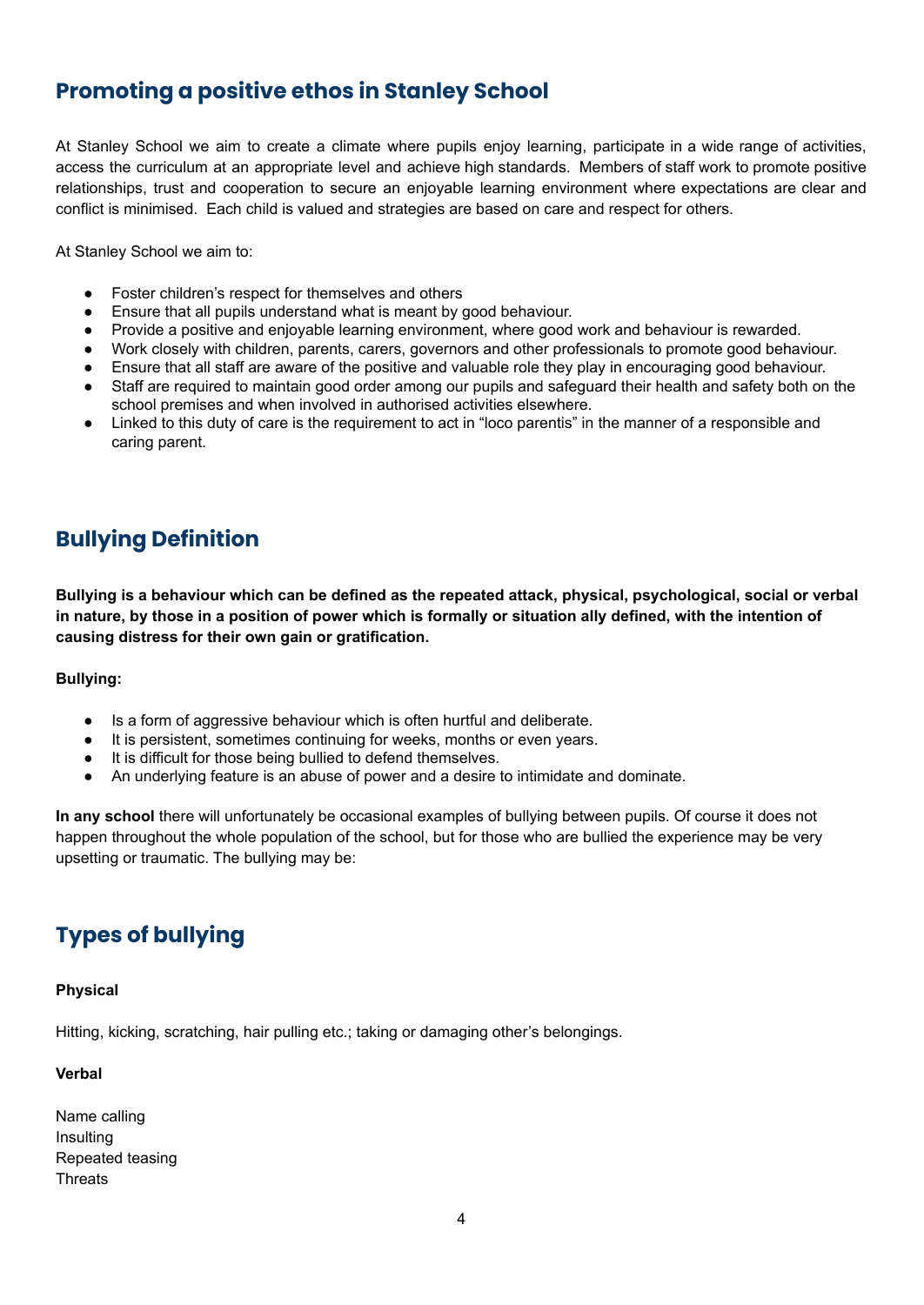## Promoting a positive ethos in Stanley School

At Stanley School we aim to create a climate where pupils enjoy learning, participate in a wide range of activities, access the curriculum at an appropriate level and achieve high standards. Members of staff work to promote positive relationships, trust and cooperation to secure an enjoyable learning environment where expectations are clear and conflict is minimised. Each child is valued and strategies are based on care and respect for others.

At Stanley School we aim to:

- Foster children's respect for themselves and others
- Ensure that all pupils understand what is meant by good behaviour.
- Provide a positive and enjoyable learning environment, where good work and behaviour is rewarded.
- Work closely with children, parents, carers, governors and other professionals to promote good behaviour.
- Ensure that all staff are aware of the positive and valuable role they play in encouraging good behaviour.
- Staff are required to maintain good order among our pupils and safeguard their health and safety both on the school premises and when involved in authorised activities elsewhere.
- Linked to this duty of care is the requirement to act in "loco parentis" in the manner of a responsible and caring parent.

## Bullying Definition

**Bullying is a behaviour which can be defined as the repeated attack, physical, psychological, social or verbal in nature, by those in a position of power which is formally or situation ally defined, with the intention of causing distress for their own gain or gratification.**

**Bullying:**

- Is a form of aggressive behaviour which is often hurtful and deliberate.
- It is persistent, sometimes continuing for weeks, months or even years.
- It is difficult for those being bullied to defend themselves.
- An underlying feature is an abuse of power and a desire to intimidate and dominate.

**In any school** there will unfortunately be occasional examples of bullying between pupils. Of course it does not happen throughout the whole population of the school, but for those who are bullied the experience may be very upsetting or traumatic. The bullying may be:

## Types of bullying

**Physical**

Hitting, kicking, scratching, hair pulling etc.; taking or damaging other's belongings.

**Verbal**

Name calling
Insulting
Repeated teasing
Threats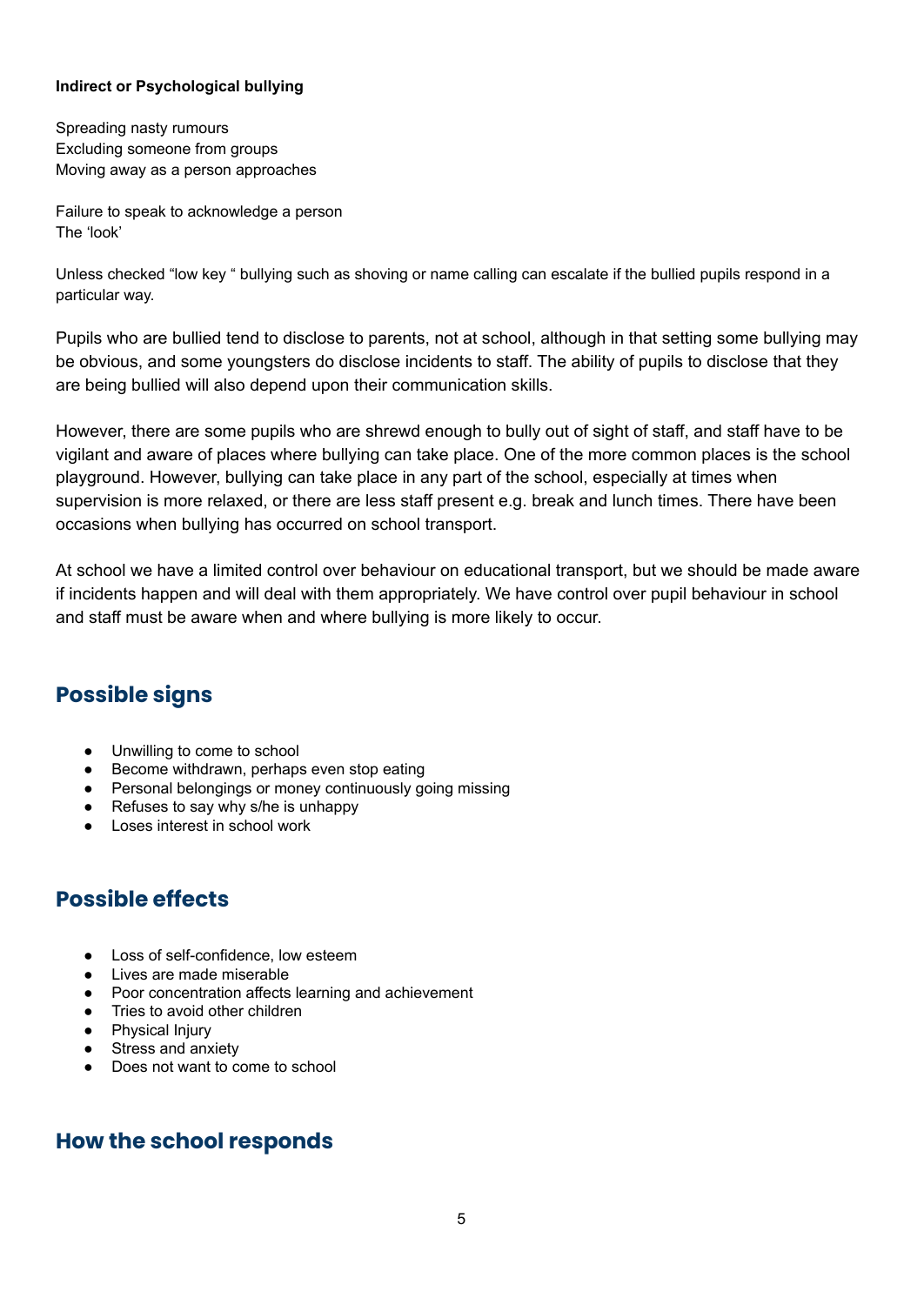**Indirect or Psychological bullying**

Spreading nasty rumours
Excluding someone from groups
Moving away as a person approaches

Failure to speak to acknowledge a person
The 'look'

Unless checked "low key " bullying such as shoving or name calling can escalate if the bullied pupils respond in a particular way.

Pupils who are bullied tend to disclose to parents, not at school, although in that setting some bullying may be obvious, and some youngsters do disclose incidents to staff. The ability of pupils to disclose that they are being bullied will also depend upon their communication skills.

However, there are some pupils who are shrewd enough to bully out of sight of staff, and staff have to be vigilant and aware of places where bullying can take place. One of the more common places is the school playground. However, bullying can take place in any part of the school, especially at times when supervision is more relaxed, or there are less staff present e.g. break and lunch times. There have been occasions when bullying has occurred on school transport.

At school we have a limited control over behaviour on educational transport, but we should be made aware if incidents happen and will deal with them appropriately. We have control over pupil behaviour in school and staff must be aware when and where bullying is more likely to occur.

## Possible signs

- Unwilling to come to school
- Become withdrawn, perhaps even stop eating
- Personal belongings or money continuously going missing
- Refuses to say why s/he is unhappy
- Loses interest in school work

## Possible effects

- Loss of self-confidence, low esteem
- Lives are made miserable
- Poor concentration affects learning and achievement
- Tries to avoid other children
- Physical Injury
- Stress and anxiety
- Does not want to come to school

## How the school responds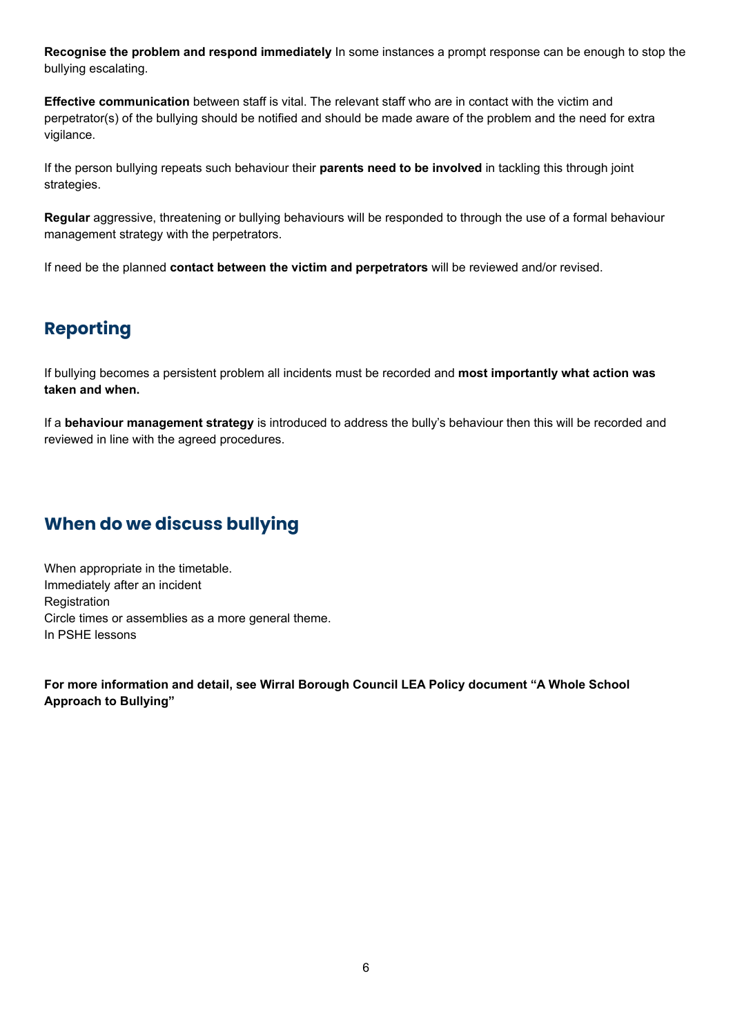**Recognise the problem and respond immediately** In some instances a prompt response can be enough to stop the bullying escalating.

**Effective communication** between staff is vital. The relevant staff who are in contact with the victim and perpetrator(s) of the bullying should be notified and should be made aware of the problem and the need for extra vigilance.

If the person bullying repeats such behaviour their **parents need to be involved** in tackling this through joint strategies.

**Regular** aggressive, threatening or bullying behaviours will be responded to through the use of a formal behaviour management strategy with the perpetrators.

If need be the planned **contact between the victim and perpetrators** will be reviewed and/or revised.

## Reporting

If bullying becomes a persistent problem all incidents must be recorded and **most importantly what action was taken and when.**

If a **behaviour management strategy** is introduced to address the bully's behaviour then this will be recorded and reviewed in line with the agreed procedures.

## When do we discuss bullying

When appropriate in the timetable.
Immediately after an incident
Registration
Circle times or assemblies as a more general theme.
In PSHE lessons

**For more information and detail, see Wirral Borough Council LEA Policy document "A Whole School Approach to Bullying"**